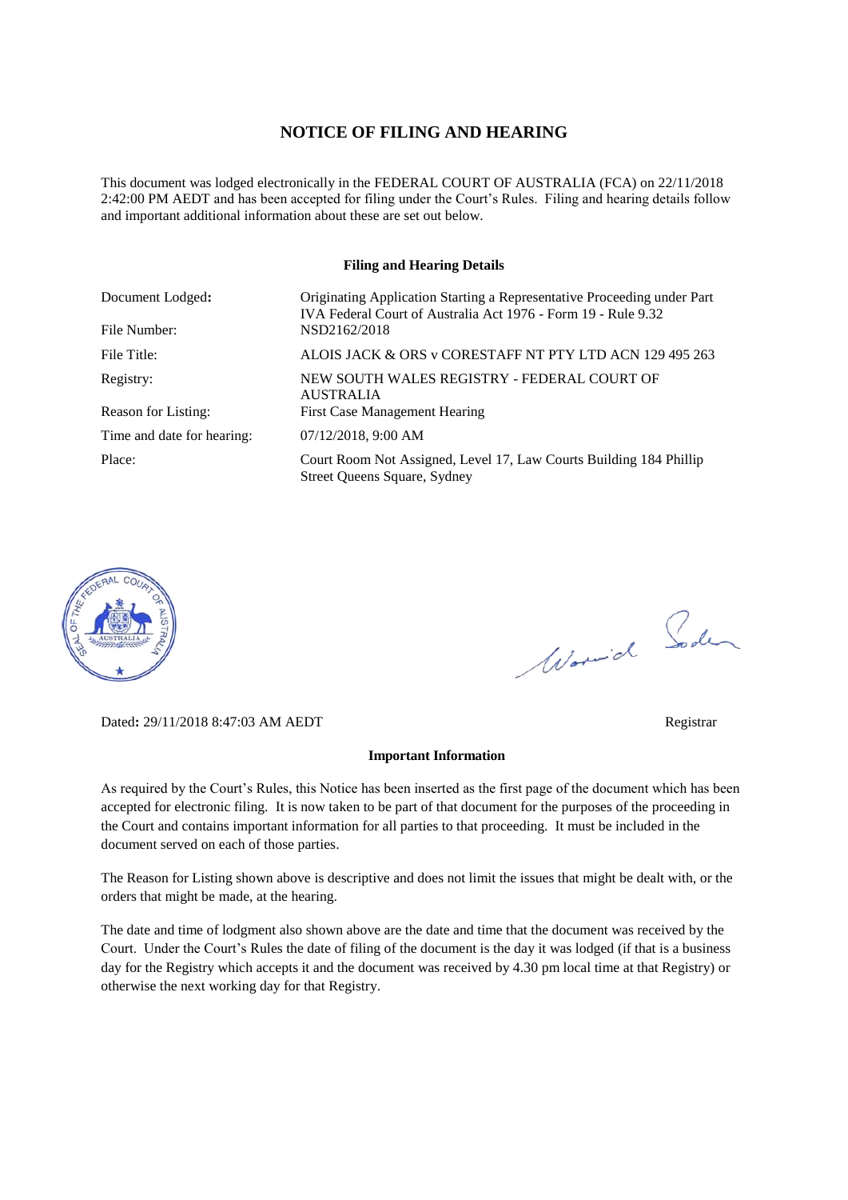# NOTICE OF FILING AND HEARING

This document was lodged electronically in the FEDERAL COURT OF AUSTRALIA (FCA) on 22/11/2018 2:42:00 PM AEDT and has been accepted for filing under the Court's Rules. Filing and hearing details follow and important additional information about these are set out below.

## Filing and Hearing Details

| | |
|---|---|
| Document Lodged: | Originating Application Starting a Representative Proceeding under Part IVA Federal Court of Australia Act 1976 - Form 19 - Rule 9.32 |
| File Number: | NSD2162/2018 |
| File Title: | ALOIS JACK & ORS v CORESTAFF NT PTY LTD ACN 129 495 263 |
| Registry: | NEW SOUTH WALES REGISTRY - FEDERAL COURT OF AUSTRALIA |
| Reason for Listing: | First Case Management Hearing |
| Time and date for hearing: | 07/12/2018, 9:00 AM |
| Place: | Court Room Not Assigned, Level 17, Law Courts Building 184 Phillip Street Queens Square, Sydney |

Dated: 29/11/2018 8:47:03 AM AEDT

Registrar

## Important Information

As required by the Court's Rules, this Notice has been inserted as the first page of the document which has been accepted for electronic filing. It is now taken to be part of that document for the purposes of the proceeding in the Court and contains important information for all parties to that proceeding. It must be included in the document served on each of those parties.

The Reason for Listing shown above is descriptive and does not limit the issues that might be dealt with, or the orders that might be made, at the hearing.

The date and time of lodgment also shown above are the date and time that the document was received by the Court. Under the Court's Rules the date of filing of the document is the day it was lodged (if that is a business day for the Registry which accepts it and the document was received by 4.30 pm local time at that Registry) or otherwise the next working day for that Registry.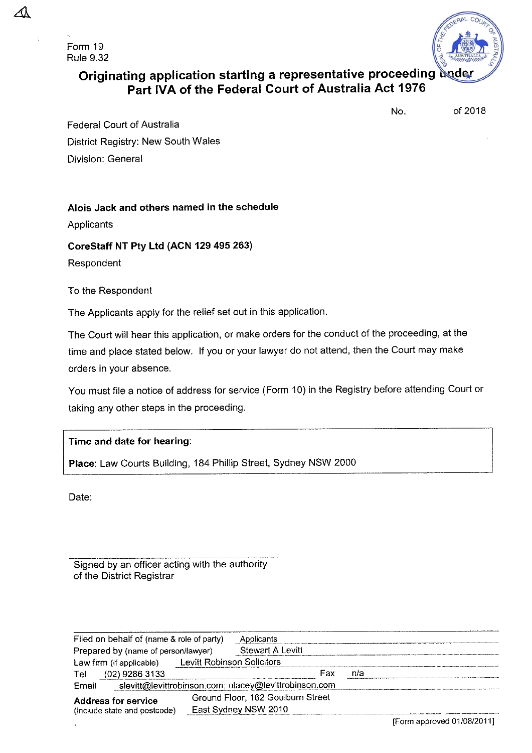Form 19
Rule 9.32

# Originating application starting a representative proceeding under Part IVA of the Federal Court of Australia Act 1976

No. of 2018

Federal Court of Australia

District Registry: New South Wales

Division: General

**Alois Jack and others named in the schedule**

Applicants

**CoreStaff NT Pty Ltd (ACN 129 495 263)**

Respondent

To the Respondent

The Applicants apply for the relief set out in this application.

The Court will hear this application, or make orders for the conduct of the proceeding, at the time and place stated below. If you or your lawyer do not attend, then the Court may make orders in your absence.

You must file a notice of address for service (Form 10) in the Registry before attending Court or taking any other steps in the proceeding.

**Time and date for hearing**:

**Place**: Law Courts Building, 184 Phillip Street, Sydney NSW 2000

Date:

Signed by an officer acting with the authority of the District Registrar

| | |
|---|---|
| Filed on behalf of (name & role of party) | Applicants |
| Prepared by (name of person/lawyer) | Stewart A Levitt |
| Law firm (if applicable) | Levitt Robinson Solicitors |
| Tel | (02) 9286 3133 Fax n/a |
| Email | slevitt@levittrobinson.com; olacey@levittrobinson.com |
| **Address for service** (include state and postcode) | Ground Floor, 162 Goulburn Street East Sydney NSW 2010 |

[Form approved 01/08/2011]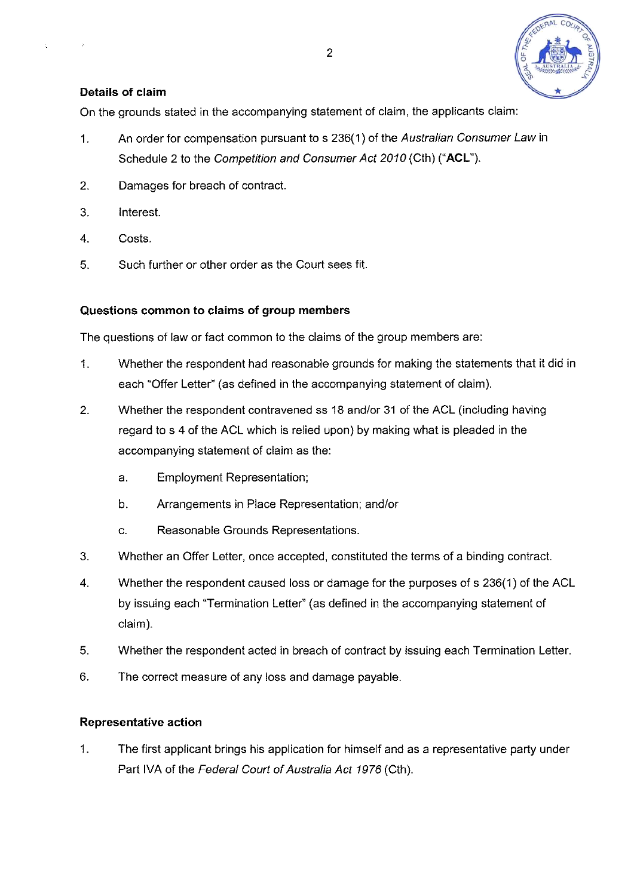**Details of claim**

On the grounds stated in the accompanying statement of claim, the applicants claim:

1. An order for compensation pursuant to s 236(1) of the *Australian Consumer Law* in Schedule 2 to the *Competition and Consumer Act 2010* (Cth) ("**ACL**").
2. Damages for breach of contract.
3. Interest.
4. Costs.
5. Such further or other order as the Court sees fit.

**Questions common to claims of group members**

The questions of law or fact common to the claims of the group members are:

1. Whether the respondent had reasonable grounds for making the statements that it did in each "Offer Letter" (as defined in the accompanying statement of claim).
2. Whether the respondent contravened ss 18 and/or 31 of the ACL (including having regard to s 4 of the ACL which is relied upon) by making what is pleaded in the accompanying statement of claim as the:
   a. Employment Representation;
   b. Arrangements in Place Representation; and/or
   c. Reasonable Grounds Representations.
3. Whether an Offer Letter, once accepted, constituted the terms of a binding contract.
4. Whether the respondent caused loss or damage for the purposes of s 236(1) of the ACL by issuing each "Termination Letter" (as defined in the accompanying statement of claim).
5. Whether the respondent acted in breach of contract by issuing each Termination Letter.
6. The correct measure of any loss and damage payable.

**Representative action**

1. The first applicant brings his application for himself and as a representative party under Part IVA of the *Federal Court of Australia Act 1976* (Cth).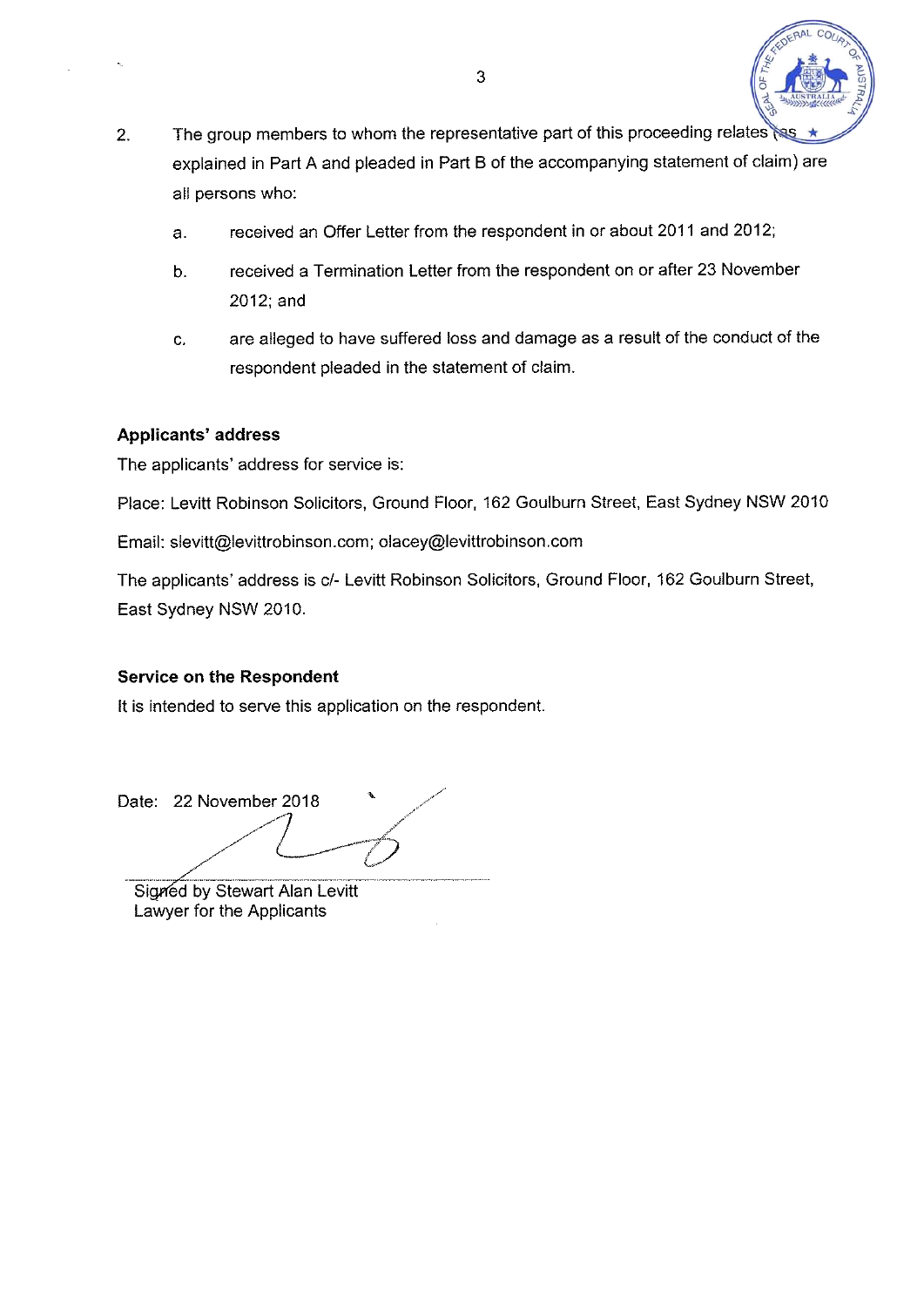2. The group members to whom the representative part of this proceeding relates (as explained in Part A and pleaded in Part B of the accompanying statement of claim) are all persons who:

   a. received an Offer Letter from the respondent in or about 2011 and 2012;

   b. received a Termination Letter from the respondent on or after 23 November 2012; and

   c. are alleged to have suffered loss and damage as a result of the conduct of the respondent pleaded in the statement of claim.

**Applicants' address**

The applicants' address for service is:

Place: Levitt Robinson Solicitors, Ground Floor, 162 Goulburn Street, East Sydney NSW 2010

Email: slevitt@levittrobinson.com; olacey@levittrobinson.com

The applicants' address is c/- Levitt Robinson Solicitors, Ground Floor, 162 Goulburn Street, East Sydney NSW 2010.

**Service on the Respondent**

It is intended to serve this application on the respondent.

Date: 22 November 2018

Signed by Stewart Alan Levitt
Lawyer for the Applicants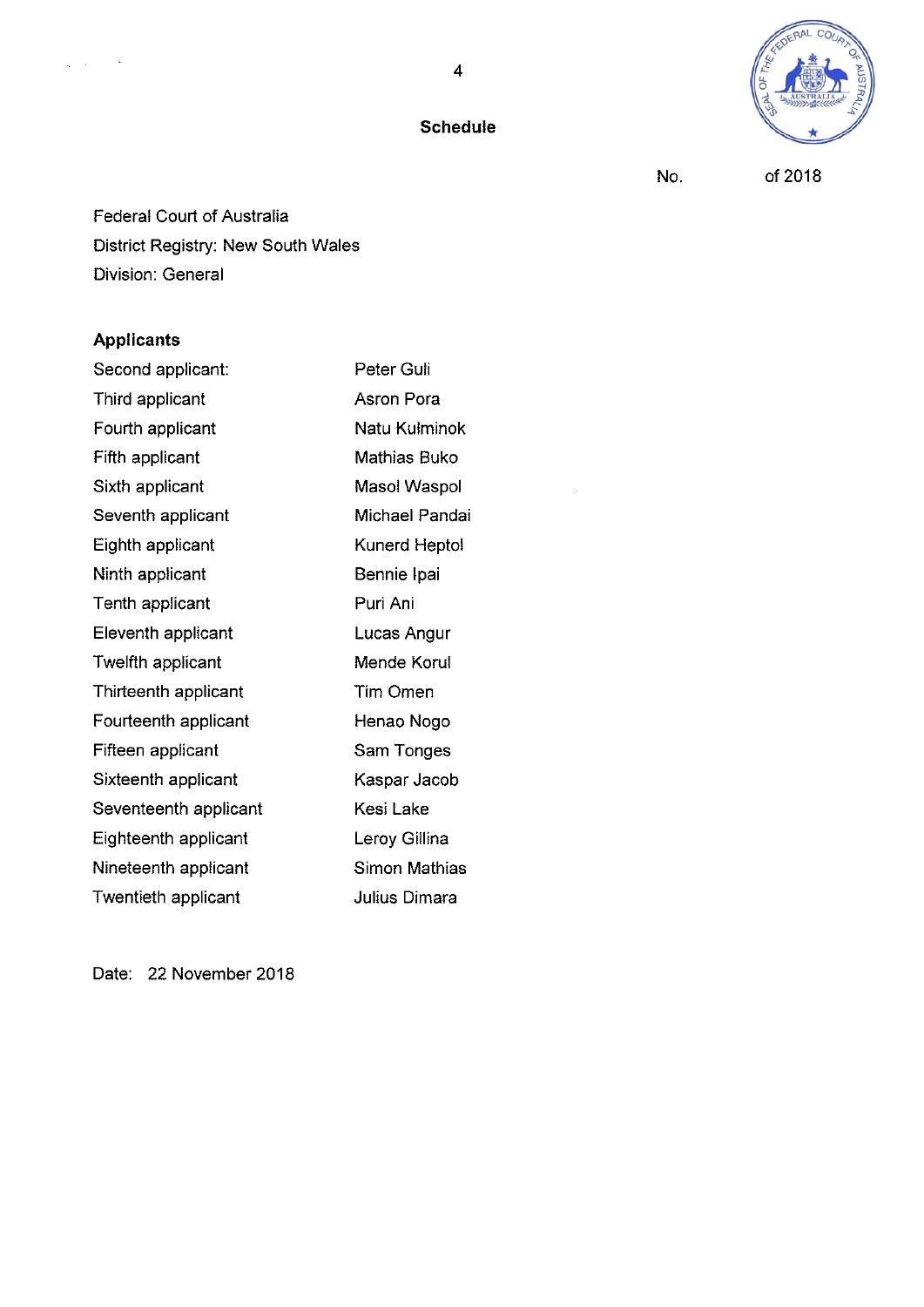## Schedule

No. of 2018

Federal Court of Australia
District Registry: New South Wales
Division: General

**Applicants**

| | |
|---|---|
| Second applicant: | Peter Guli |
| Third applicant | Asron Pora |
| Fourth applicant | Natu Kulminok |
| Fifth applicant | Mathias Buko |
| Sixth applicant | Masol Waspol |
| Seventh applicant | Michael Pandai |
| Eighth applicant | Kunerd Heptol |
| Ninth applicant | Bennie Ipai |
| Tenth applicant | Puri Ani |
| Eleventh applicant | Lucas Angur |
| Twelfth applicant | Mende Korul |
| Thirteenth applicant | Tim Omen |
| Fourteenth applicant | Henao Nogo |
| Fifteen applicant | Sam Tonges |
| Sixteenth applicant | Kaspar Jacob |
| Seventeenth applicant | Kesi Lake |
| Eighteenth applicant | Leroy Gillina |
| Nineteenth applicant | Simon Mathias |
| Twentieth applicant | Julius Dimara |

Date: 22 November 2018